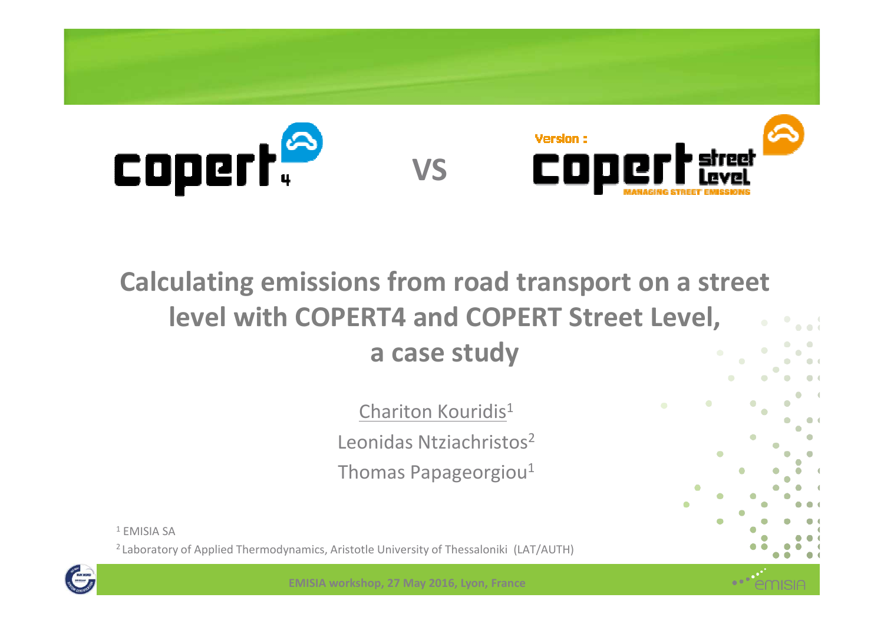copert 4 VS Version : copert street level MANAGING STREET EMISSIONS

# Calculating emissions from road transport on a street level with COPERT4 and COPERT Street Level, a case study

Chariton Kouridis[1]

Leonidas Ntziachristos[2]

Thomas Papageorgiou[1]

[1] EMISIA SA

[2] Laboratory of Applied Thermodynamics, Aristotle University of Thessaloniki (LAT/AUTH)

EMISIA workshop, 27 May 2016, Lyon, France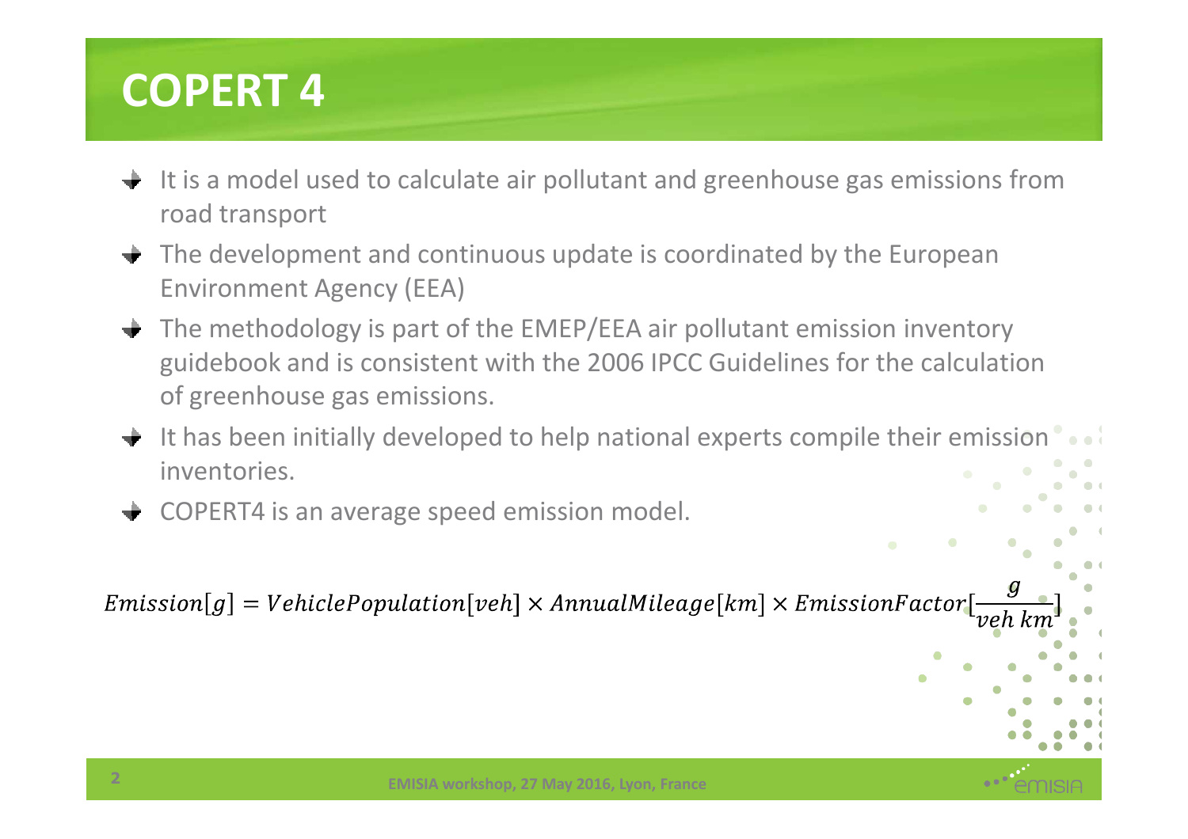# COPERT 4

- It is a model used to calculate air pollutant and greenhouse gas emissions from road transport
- The development and continuous update is coordinated by the European Environment Agency (EEA)
- The methodology is part of the EMEP/EEA air pollutant emission inventory guidebook and is consistent with the 2006 IPCC Guidelines for the calculation of greenhouse gas emissions.
- It has been initially developed to help national experts compile their emission inventories.
- COPERT4 is an average speed emission model.

$$Emission[g] = VehiclePopulation[veh] \times AnnualMileage[km] \times EmissionFactor[\frac{g}{veh\ km}]$$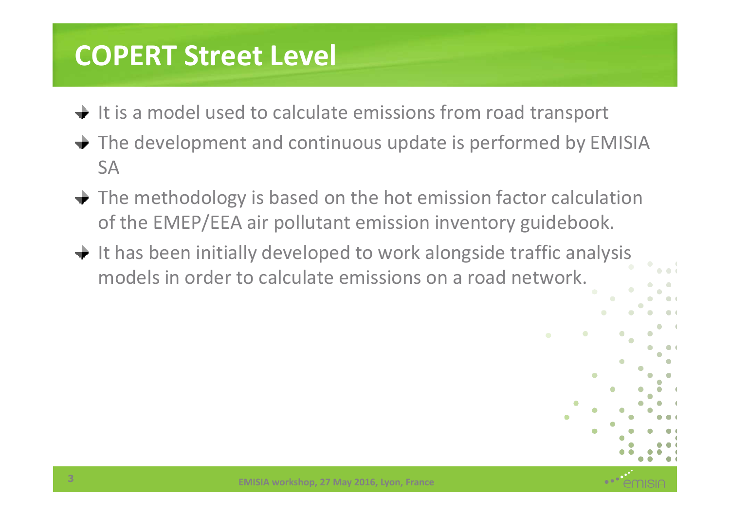# COPERT Street Level

- It is a model used to calculate emissions from road transport
- The development and continuous update is performed by EMISIA SA
- The methodology is based on the hot emission factor calculation of the EMEP/EEA air pollutant emission inventory guidebook.
- It has been initially developed to work alongside traffic analysis models in order to calculate emissions on a road network.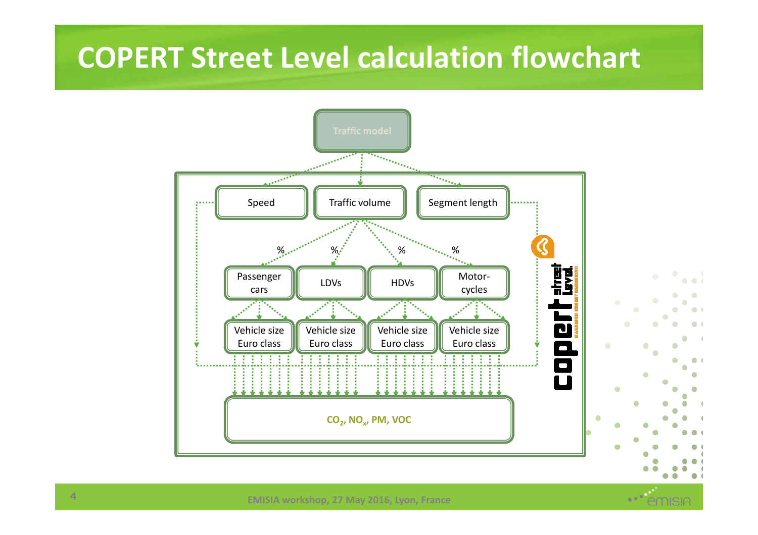# COPERT Street Level calculation flowchart

Traffic model

Speed

Traffic volume

Segment length

%

%

%

%

Passenger cars

LDVs

HDVs

Motor-cycles

Vehicle size Euro class

Vehicle size Euro class

Vehicle size Euro class

Vehicle size Euro class

$CO_2$, $NO_x$, PM, VOC

copert street level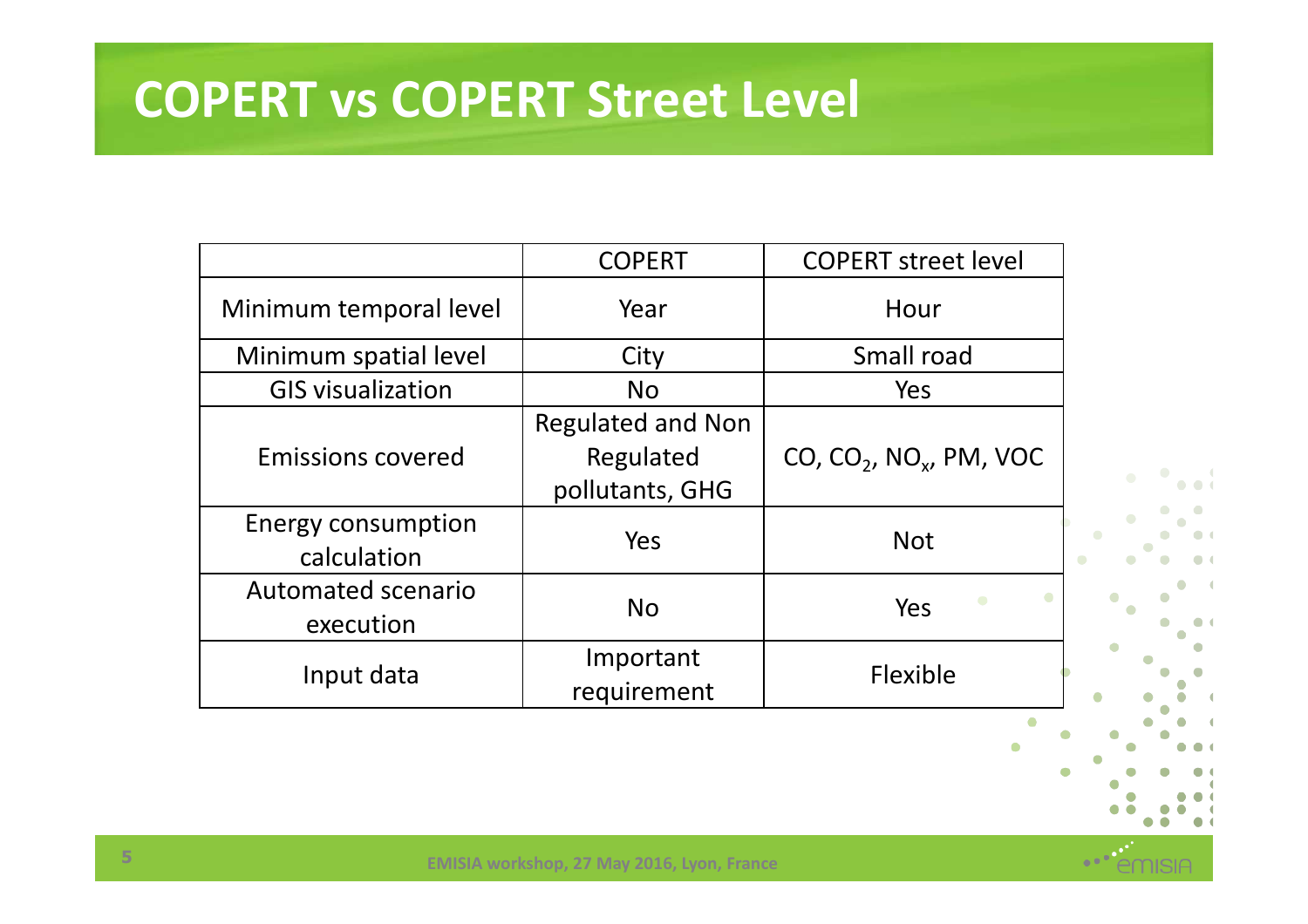# COPERT vs COPERT Street Level

| | COPERT | COPERT street level |
|---|---|---|
| Minimum temporal level | Year | Hour |
| Minimum spatial level | City | Small road |
| GIS visualization | No | Yes |
| Emissions covered | Regulated and Non Regulated pollutants, GHG | CO, $CO_2$, $NO_x$, PM, VOC |
| Energy consumption calculation | Yes | Not |
| Automated scenario execution | No | Yes |
| Input data | Important requirement | Flexible |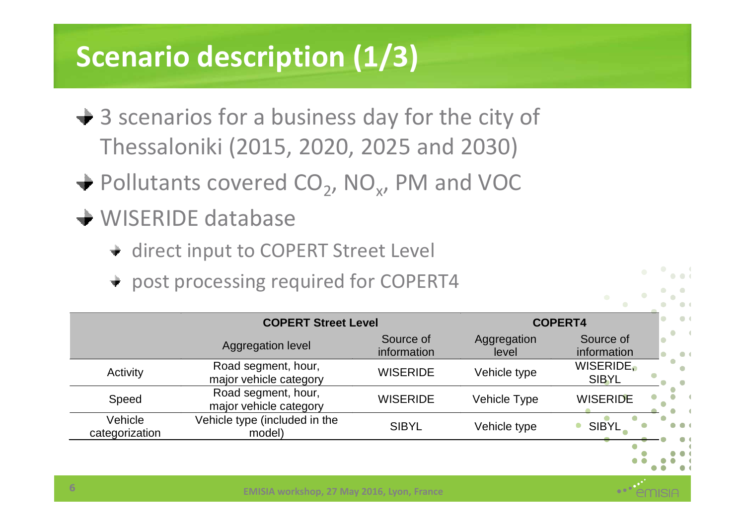# Scenario description (1/3)

- 3 scenarios for a business day for the city of Thessaloniki (2015, 2020, 2025 and 2030)
- Pollutants covered $CO_2$, $NO_x$, PM and VOC
- WISERIDE database
  - direct input to COPERT Street Level
  - post processing required for COPERT4

| | COPERT Street Level | | COPERT4 | |
|---|---|---|---|---|
| | Aggregation level | Source of information | Aggregation level | Source of information |
| Activity | Road segment, hour, major vehicle category | WISERIDE | Vehicle type | WISERIDE, SIBYL |
| Speed | Road segment, hour, major vehicle category | WISERIDE | Vehicle Type | WISERIDE |
| Vehicle categorization | Vehicle type (included in the model) | SIBYL | Vehicle type | SIBYL |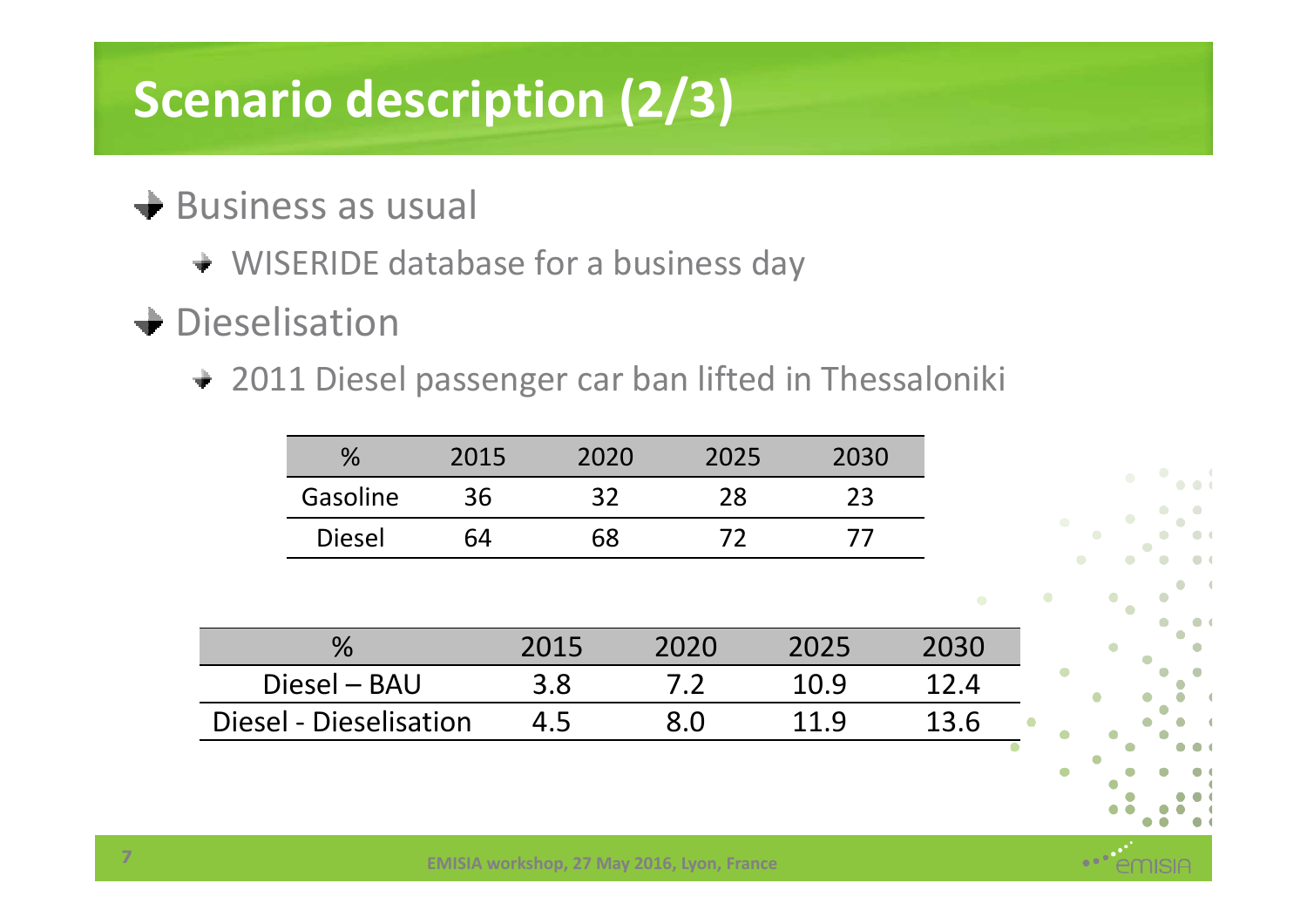# Scenario description (2/3)

- Business as usual
  - WISERIDE database for a business day
- Dieselisation
  - 2011 Diesel passenger car ban lifted in Thessaloniki

| % | 2015 | 2020 | 2025 | 2030 |
| --- | --- | --- | --- | --- |
| Gasoline | 36 | 32 | 28 | 23 |
| Diesel | 64 | 68 | 72 | 77 |

| % | 2015 | 2020 | 2025 | 2030 |
| --- | --- | --- | --- | --- |
| Diesel – BAU | 3.8 | 7.2 | 10.9 | 12.4 |
| Diesel - Dieselisation | 4.5 | 8.0 | 11.9 | 13.6 |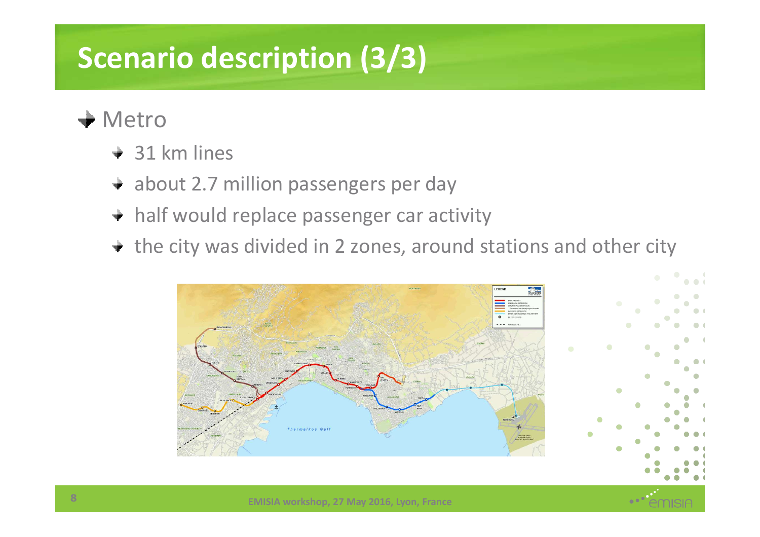# Scenario description (3/3)

- Metro
  - 31 km lines
  - about 2.7 million passengers per day
  - half would replace passenger car activity
  - the city was divided in 2 zones, around stations and other city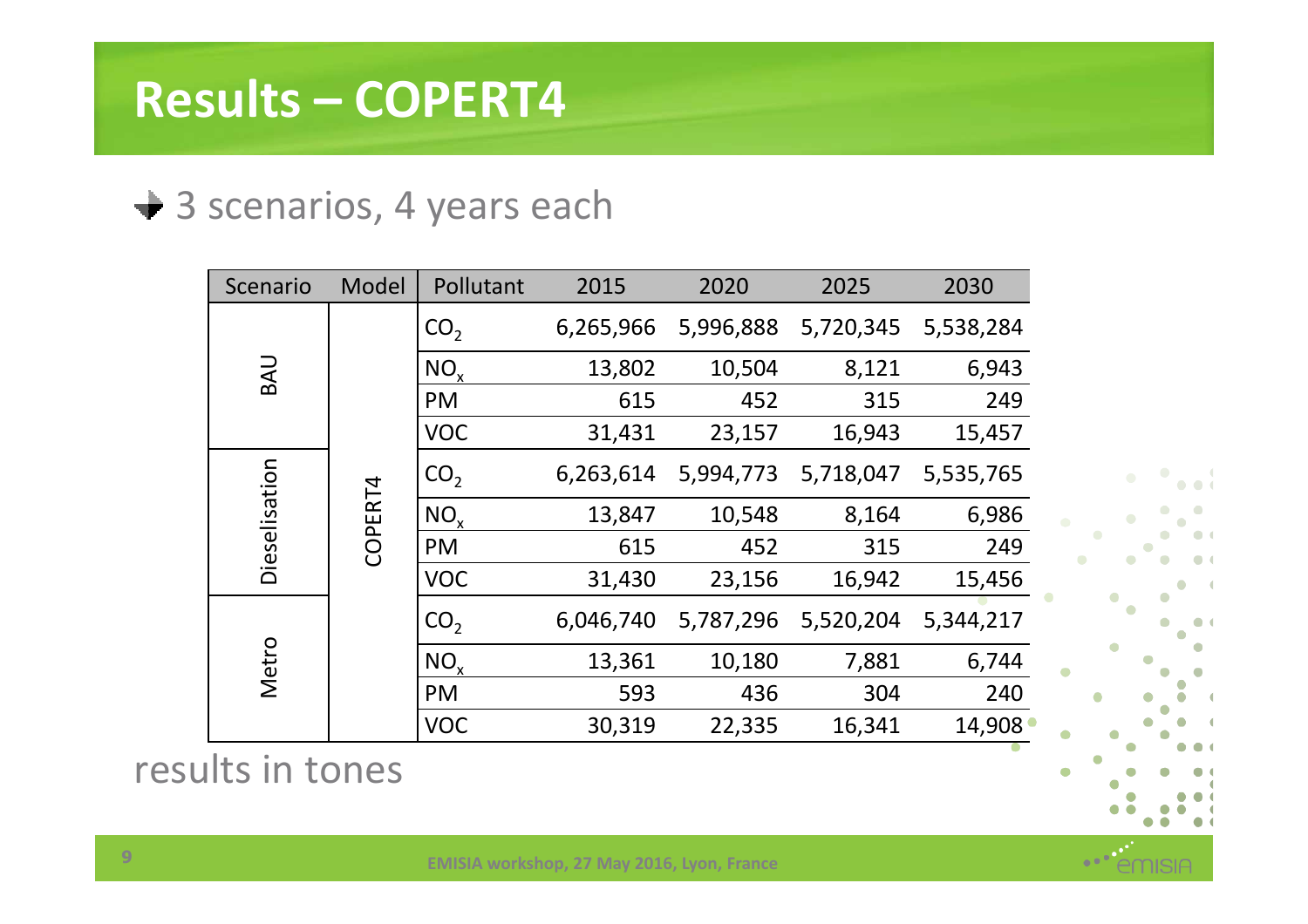# Results – COPERT4

- 3 scenarios, 4 years each

| Scenario | Model | Pollutant | 2015 | 2020 | 2025 | 2030 |
|---|---|---|---|---|---|---|
| BAU | COPERT4 | $CO_2$ | 6,265,966 | 5,996,888 | 5,720,345 | 5,538,284 |
| | | $NO_x$ | 13,802 | 10,504 | 8,121 | 6,943 |
| | | PM | 615 | 452 | 315 | 249 |
| | | VOC | 31,431 | 23,157 | 16,943 | 15,457 |
| Dieselisation | | $CO_2$ | 6,263,614 | 5,994,773 | 5,718,047 | 5,535,765 |
| | | $NO_x$ | 13,847 | 10,548 | 8,164 | 6,986 |
| | | PM | 615 | 452 | 315 | 249 |
| | | VOC | 31,430 | 23,156 | 16,942 | 15,456 |
| Metro | | $CO_2$ | 6,046,740 | 5,787,296 | 5,520,204 | 5,344,217 |
| | | $NO_x$ | 13,361 | 10,180 | 7,881 | 6,744 |
| | | PM | 593 | 436 | 304 | 240 |
| | | VOC | 30,319 | 22,335 | 16,341 | 14,908 |

results in tones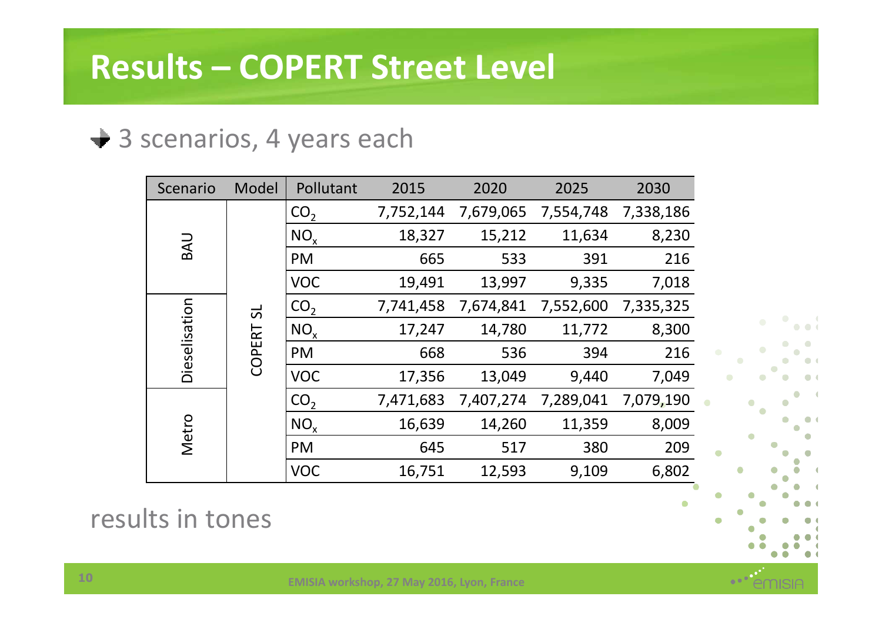# Results – COPERT Street Level

- 3 scenarios, 4 years each

| Scenario | Model | Pollutant | 2015 | 2020 | 2025 | 2030 |
|---|---|---|---|---|---|---|
| BAU | COPERT SL | $CO_2$ | 7,752,144 | 7,679,065 | 7,554,748 | 7,338,186 |
| | | $NO_x$ | 18,327 | 15,212 | 11,634 | 8,230 |
| | | PM | 665 | 533 | 391 | 216 |
| | | VOC | 19,491 | 13,997 | 9,335 | 7,018 |
| Dieselisation | | $CO_2$ | 7,741,458 | 7,674,841 | 7,552,600 | 7,335,325 |
| | | $NO_x$ | 17,247 | 14,780 | 11,772 | 8,300 |
| | | PM | 668 | 536 | 394 | 216 |
| | | VOC | 17,356 | 13,049 | 9,440 | 7,049 |
| Metro | | $CO_2$ | 7,471,683 | 7,407,274 | 7,289,041 | 7,079,190 |
| | | $NO_x$ | 16,639 | 14,260 | 11,359 | 8,009 |
| | | PM | 645 | 517 | 380 | 209 |
| | | VOC | 16,751 | 12,593 | 9,109 | 6,802 |

results in tones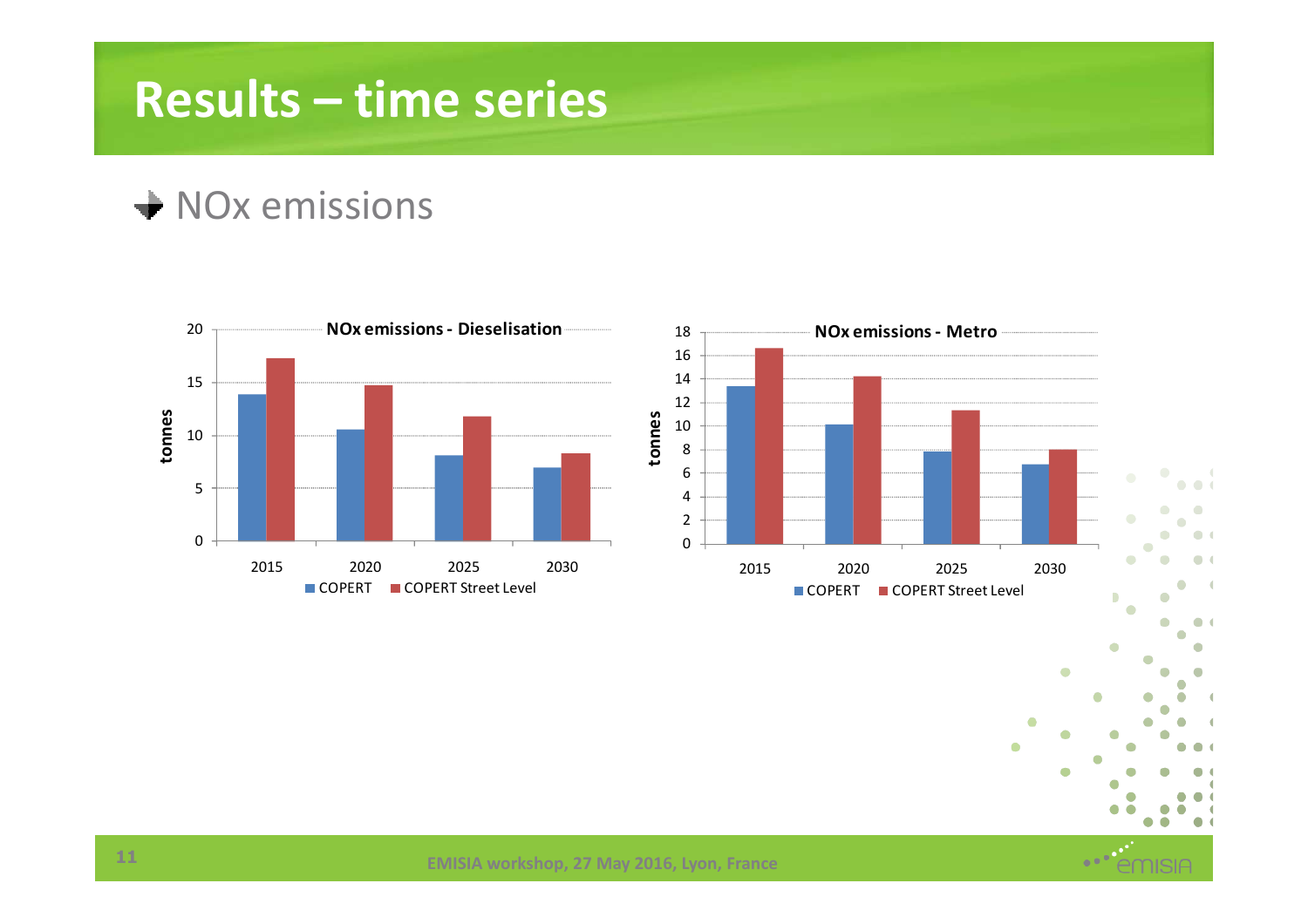# Results – time series

- NOx emissions

**NOx emissions - Dieselisation**

| Year | COPERT | COPERT Street Level |
| --- | --- | --- |
| 2015 | 13.9 | 17.3 |
| 2020 | 10.6 | 14.7 |
| 2025 | 8.1 | 11.8 |
| 2030 | 6.9 | 8.3 |

**NOx emissions - Metro**

| Year | COPERT | COPERT Street Level |
| --- | --- | --- |
| 2015 | 13.4 | 16.6 |
| 2020 | 10.1 | 14.2 |
| 2025 | 7.9 | 11.4 |
| 2030 | 6.8 | 8.0 |

(tonnes)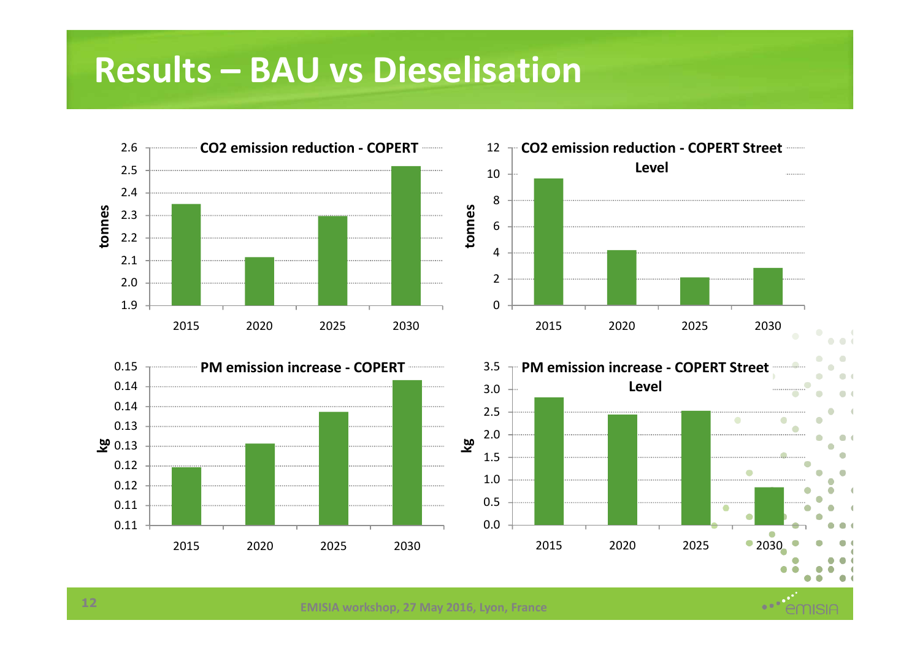# Results – BAU vs Dieselisation

**CO2 emission reduction - COPERT**

tonnes

2.6, 2.5, 2.4, 2.3, 2.2, 2.1, 2.0, 1.9

2015, 2020, 2025, 2030

**CO2 emission reduction - COPERT Street Level**

tonnes

12, 10, 8, 6, 4, 2, 0

2015, 2020, 2025, 2030

**PM emission increase - COPERT**

kg

0.15, 0.14, 0.14, 0.13, 0.13, 0.12, 0.12, 0.11, 0.11

2015, 2020, 2025, 2030

**PM emission increase - COPERT Street Level**

kg

3.5, 3.0, 2.5, 2.0, 1.5, 1.0, 0.5, 0.0

2015, 2020, 2025, 2030

EMISIA workshop, 27 May 2016, Lyon, France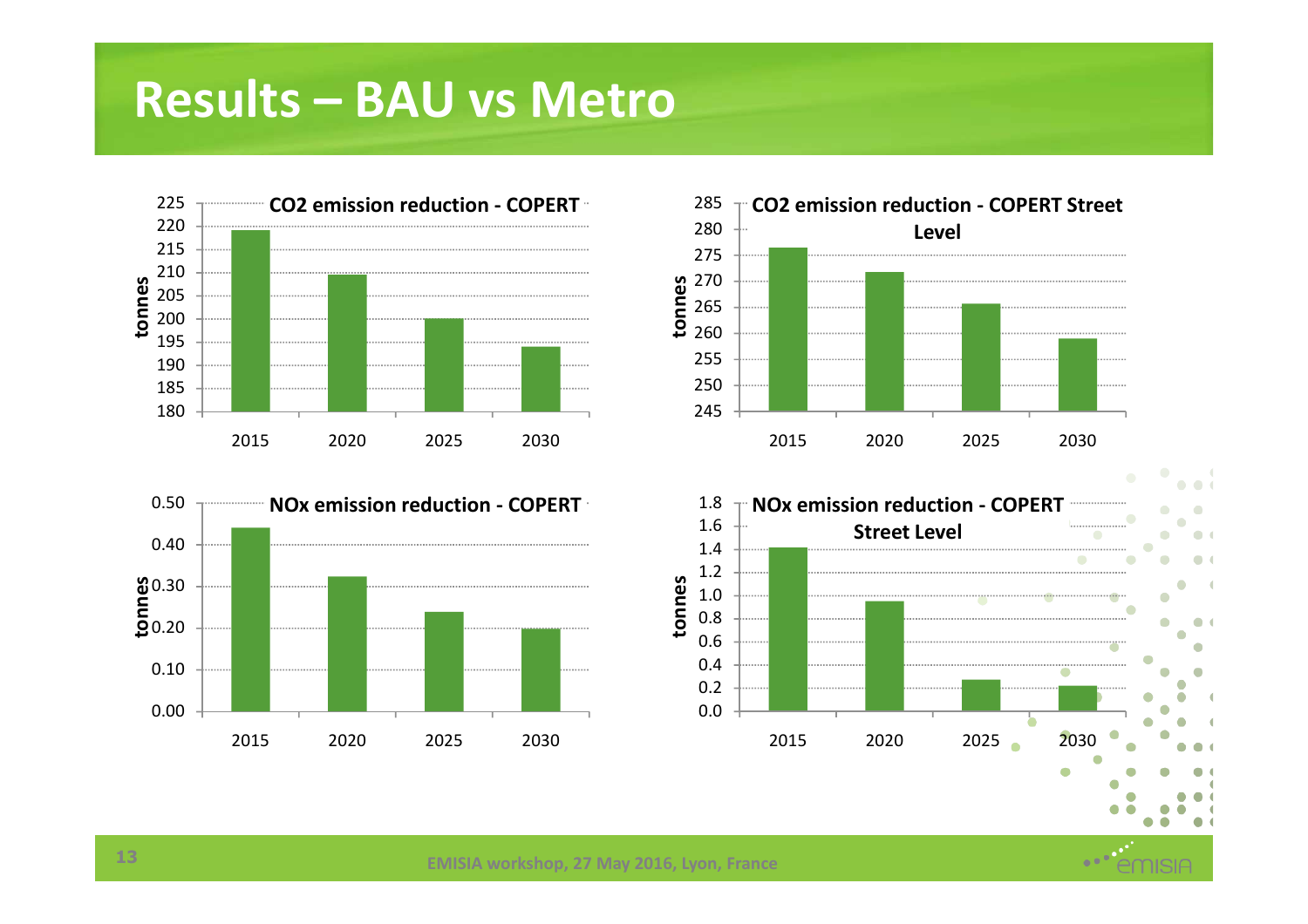# Results – BAU vs Metro

**CO2 emission reduction - COPERT**

tonnes

225
220
215
210
205
200
195
190
185
180

2015 2020 2025 2030

**CO2 emission reduction - COPERT Street Level**

tonnes

285
280
275
270
265
260
255
250
245

2015 2020 2025 2030

**NOx emission reduction - COPERT**

tonnes

0.50
0.40
0.30
0.20
0.10
0.00

2015 2020 2025 2030

**NOx emission reduction - COPERT Street Level**

tonnes

1.8
1.6
1.4
1.2
1.0
0.8
0.6
0.4
0.2
0.0

2015 2020 2025 2030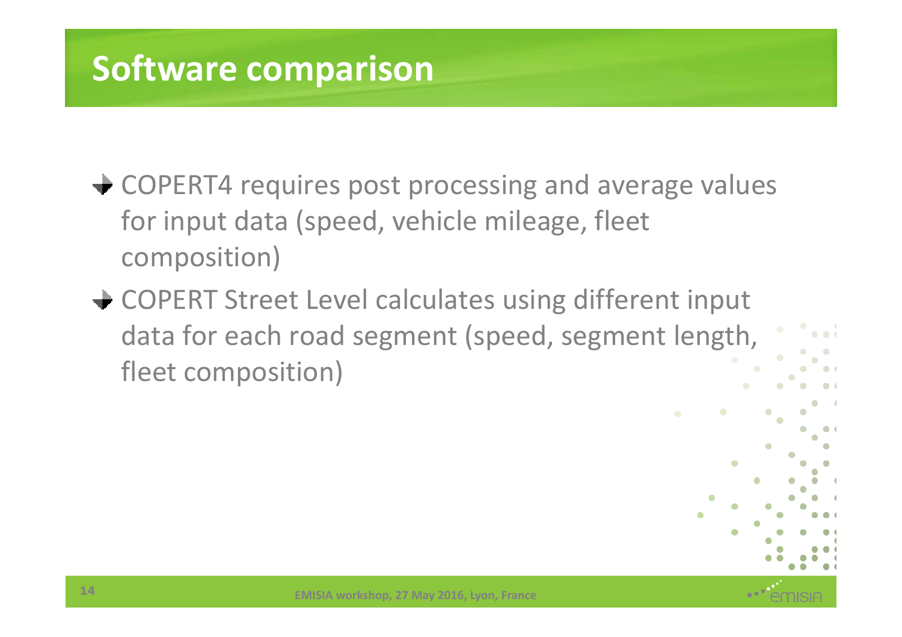# Software comparison

- COPERT4 requires post processing and average values for input data (speed, vehicle mileage, fleet composition)
- COPERT Street Level calculates using different input data for each road segment (speed, segment length, fleet composition)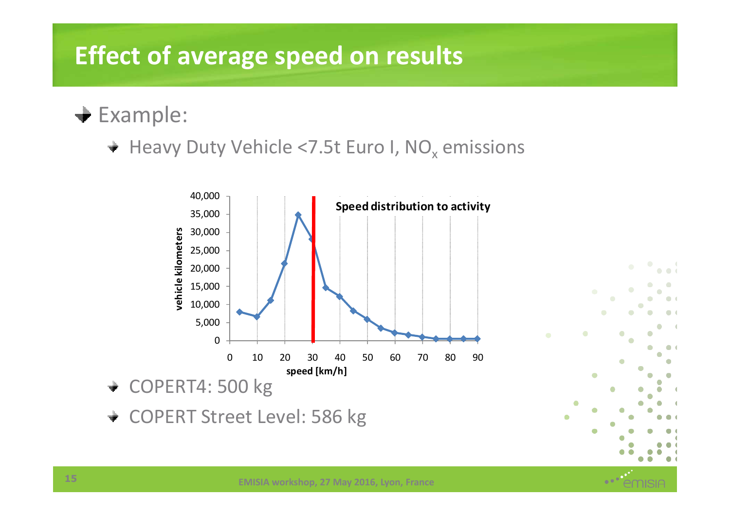# Effect of average speed on results

- Example:
  - Heavy Duty Vehicle <7.5t Euro I, $NO_x$ emissions
  - COPERT4: 500 kg
  - COPERT Street Level: 586 kg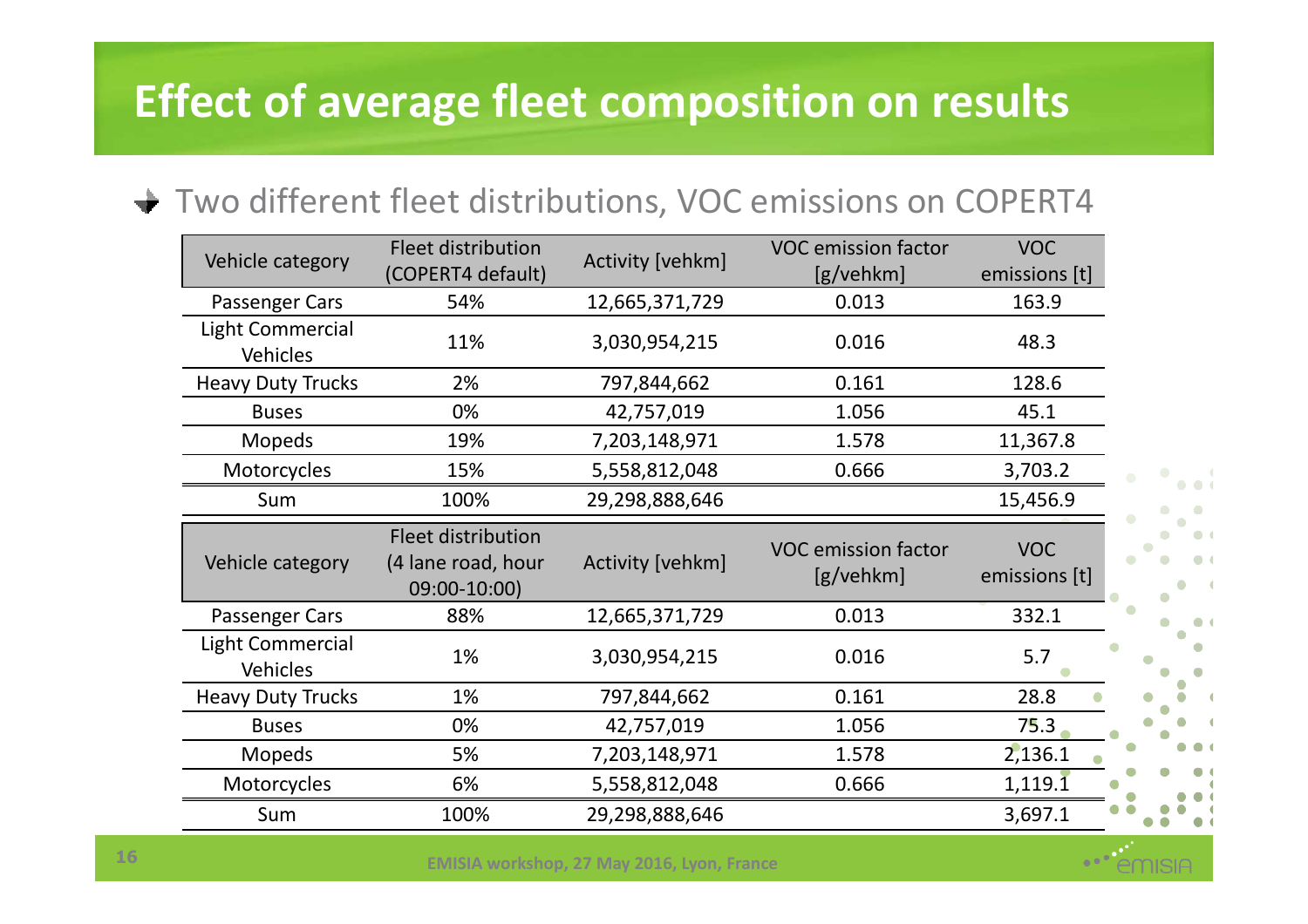# Effect of average fleet composition on results

- Two different fleet distributions, VOC emissions on COPERT4

| Vehicle category | Fleet distribution (COPERT4 default) | Activity [vehkm] | VOC emission factor [g/vehkm] | VOC emissions [t] |
|---|---|---|---|---|
| Passenger Cars | 54% | 12,665,371,729 | 0.013 | 163.9 |
| Light Commercial Vehicles | 11% | 3,030,954,215 | 0.016 | 48.3 |
| Heavy Duty Trucks | 2% | 797,844,662 | 0.161 | 128.6 |
| Buses | 0% | 42,757,019 | 1.056 | 45.1 |
| Mopeds | 19% | 7,203,148,971 | 1.578 | 11,367.8 |
| Motorcycles | 15% | 5,558,812,048 | 0.666 | 3,703.2 |
| Sum | 100% | 29,298,888,646 | | 15,456.9 |

| Vehicle category | Fleet distribution (4 lane road, hour 09:00-10:00) | Activity [vehkm] | VOC emission factor [g/vehkm] | VOC emissions [t] |
|---|---|---|---|---|
| Passenger Cars | 88% | 12,665,371,729 | 0.013 | 332.1 |
| Light Commercial Vehicles | 1% | 3,030,954,215 | 0.016 | 5.7 |
| Heavy Duty Trucks | 1% | 797,844,662 | 0.161 | 28.8 |
| Buses | 0% | 42,757,019 | 1.056 | 75.3 |
| Mopeds | 5% | 7,203,148,971 | 1.578 | 2,136.1 |
| Motorcycles | 6% | 5,558,812,048 | 0.666 | 1,119.1 |
| Sum | 100% | 29,298,888,646 | | 3,697.1 |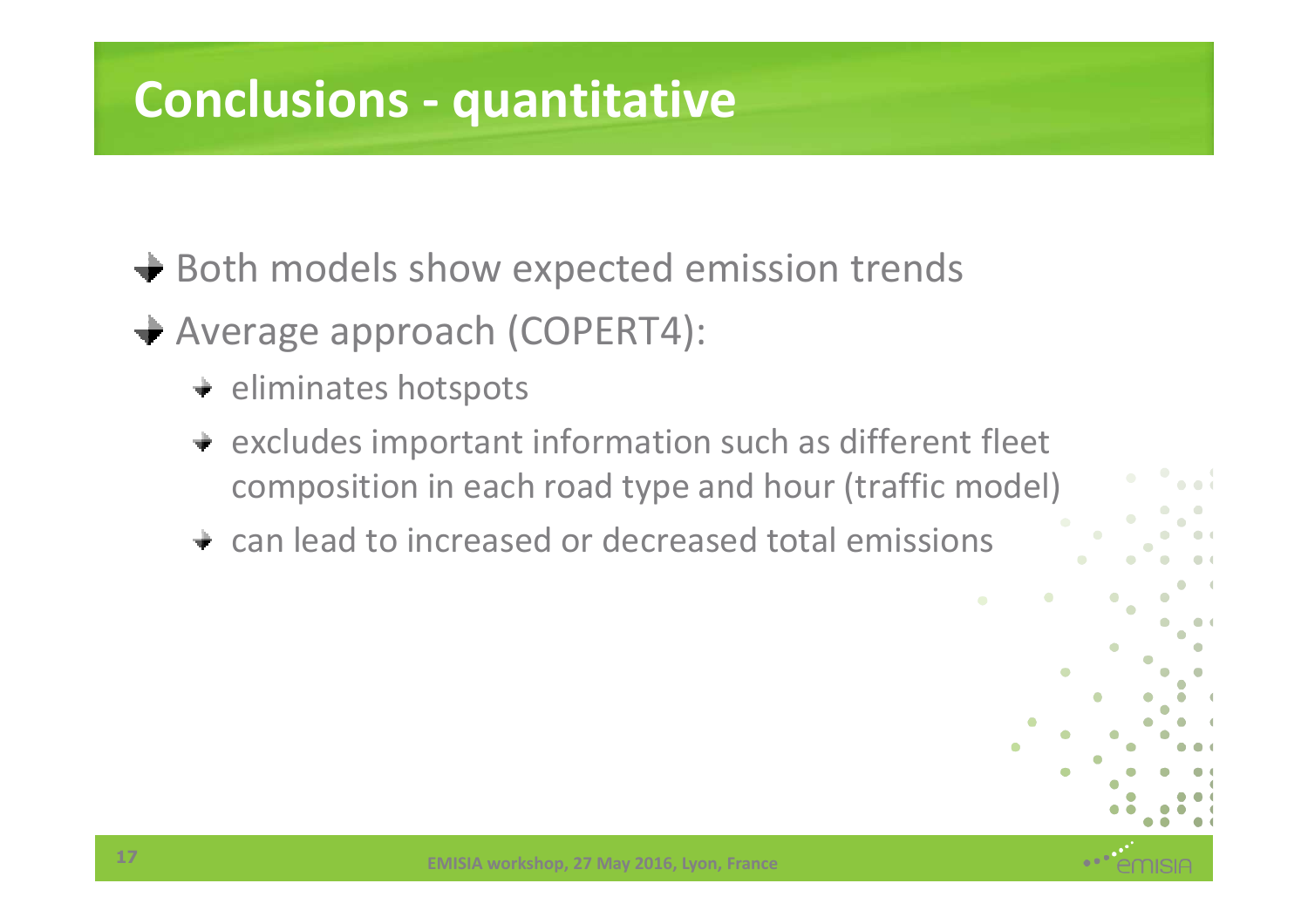# Conclusions - quantitative

- Both models show expected emission trends
- Average approach (COPERT4):
  - eliminates hotspots
  - excludes important information such as different fleet composition in each road type and hour (traffic model)
  - can lead to increased or decreased total emissions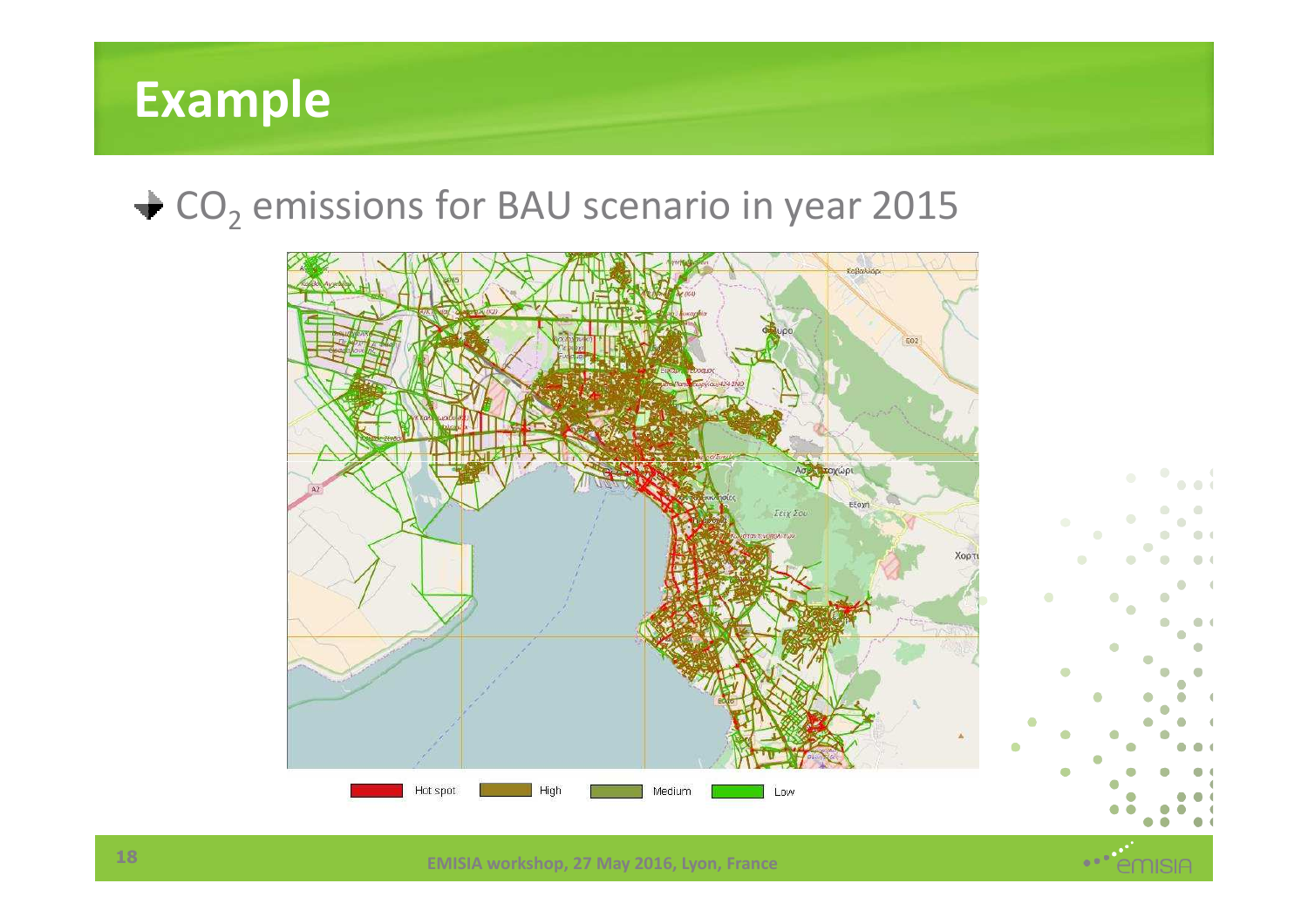# Example

- $CO_2$ emissions for BAU scenario in year 2015

Hot spot | High | Medium | Low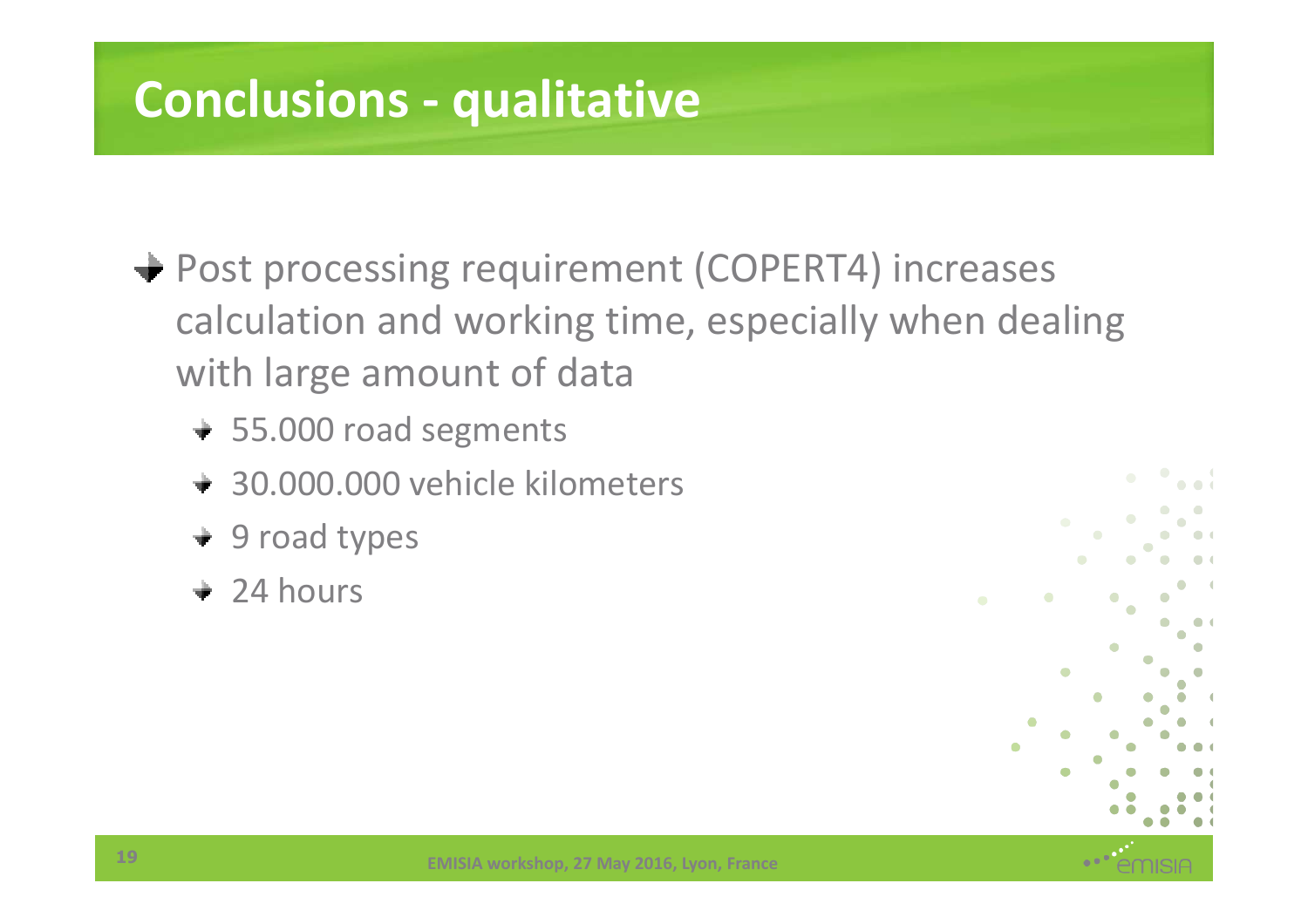# Conclusions - qualitative

- Post processing requirement (COPERT4) increases calculation and working time, especially when dealing with large amount of data
  - 55.000 road segments
  - 30.000.000 vehicle kilometers
  - 9 road types
  - 24 hours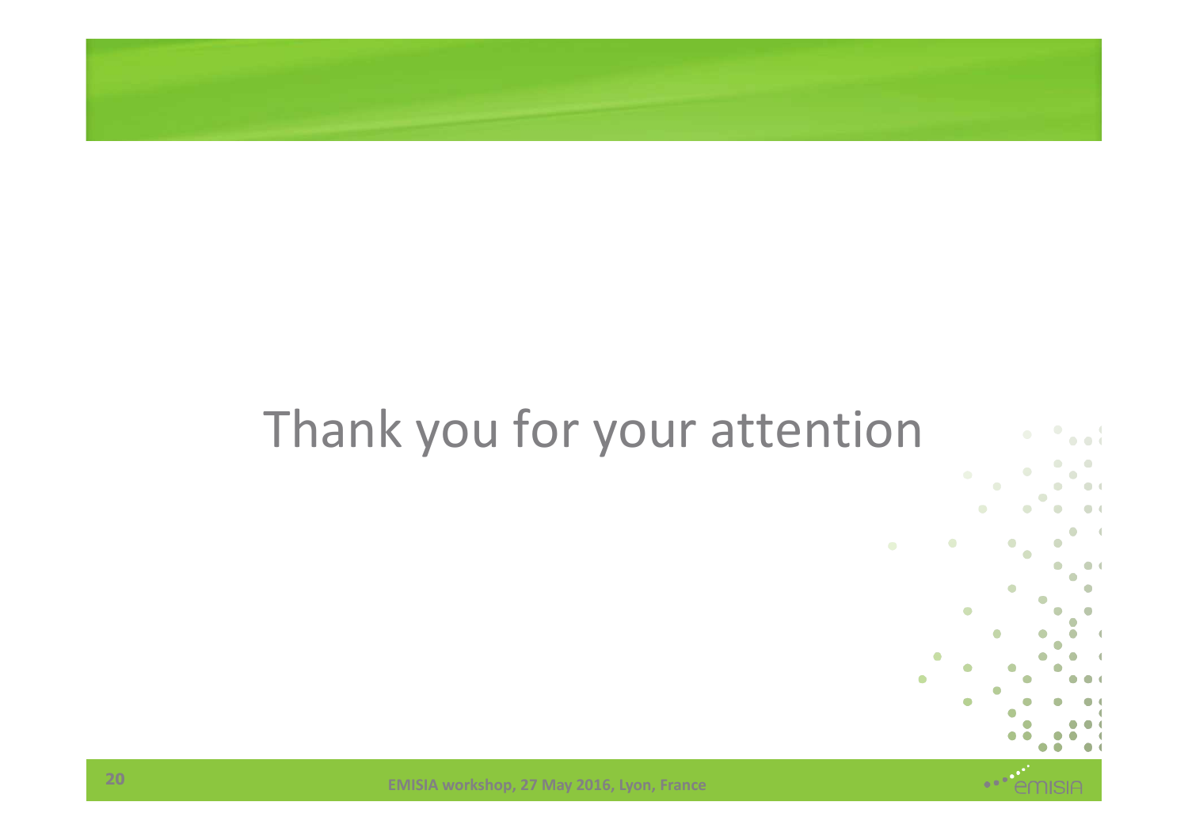# Thank you for your attention